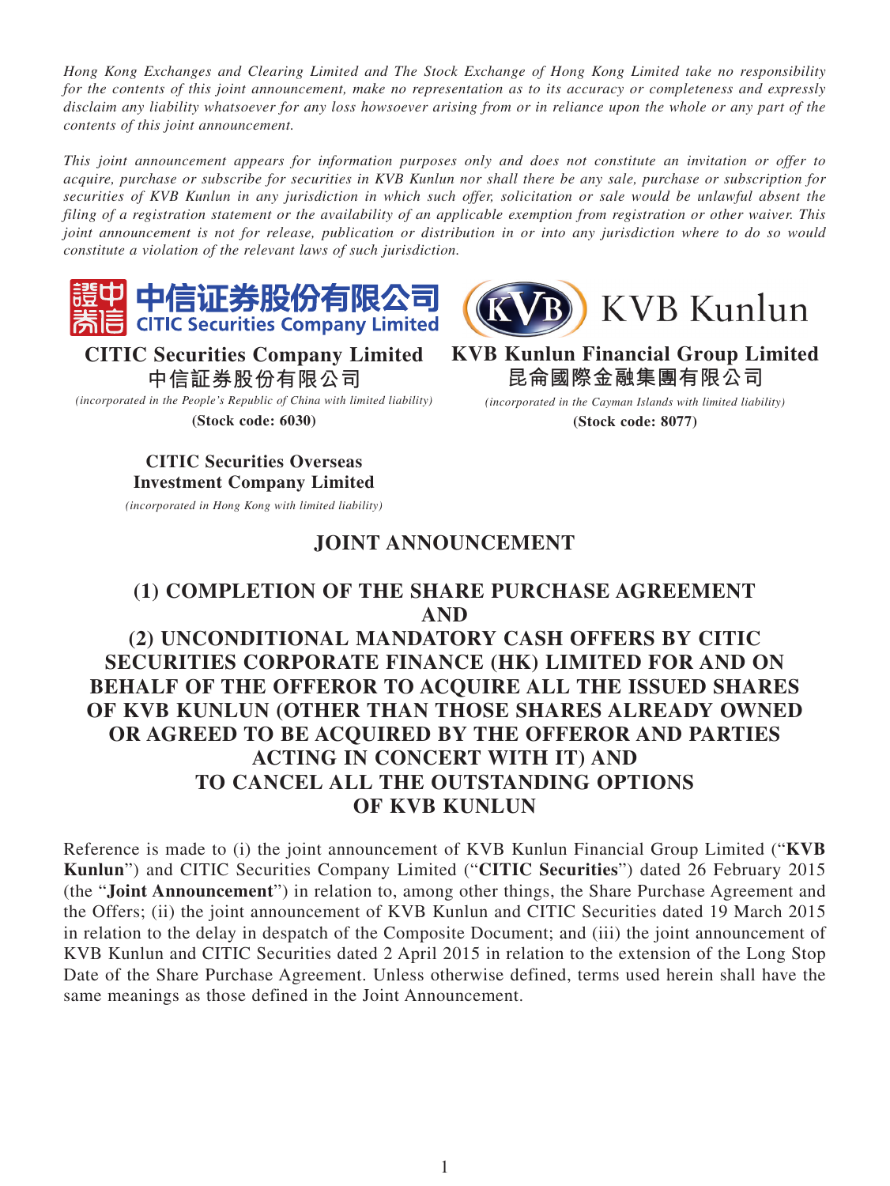*Hong Kong Exchanges and Clearing Limited and The Stock Exchange of Hong Kong Limited take no responsibility for the contents of this joint announcement, make no representation as to its accuracy or completeness and expressly disclaim any liability whatsoever for any loss howsoever arising from or in reliance upon the whole or any part of the contents of this joint announcement.*

*This joint announcement appears for information purposes only and does not constitute an invitation or offer to acquire, purchase or subscribe for securities in KVB Kunlun nor shall there be any sale, purchase or subscription for securities of KVB Kunlun in any jurisdiction in which such offer, solicitation or sale would be unlawful absent the filing of a registration statement or the availability of an applicable exemption from registration or other waiver. This joint announcement is not for release, publication or distribution in or into any jurisdiction where to do so would constitute a violation of the relevant laws of such jurisdiction.*

中信证券股份有限公司
CITIC Securities Company Limited

**CITIC Securities Company Limited**
**中信証券股份有限公司**
*(incorporated in the People's Republic of China with limited liability)*
**(Stock code: 6030)**

**CITIC Securities Overseas Investment Company Limited**
*(incorporated in Hong Kong with limited liability)*

KVB Kunlun

**KVB Kunlun Financial Group Limited**
**昆侖國際金融集團有限公司**
*(incorporated in the Cayman Islands with limited liability)*
**(Stock code: 8077)**

# JOINT ANNOUNCEMENT

## (1) COMPLETION OF THE SHARE PURCHASE AGREEMENT AND (2) UNCONDITIONAL MANDATORY CASH OFFERS BY CITIC SECURITIES CORPORATE FINANCE (HK) LIMITED FOR AND ON BEHALF OF THE OFFEROR TO ACQUIRE ALL THE ISSUED SHARES OF KVB KUNLUN (OTHER THAN THOSE SHARES ALREADY OWNED OR AGREED TO BE ACQUIRED BY THE OFFEROR AND PARTIES ACTING IN CONCERT WITH IT) AND TO CANCEL ALL THE OUTSTANDING OPTIONS OF KVB KUNLUN

Reference is made to (i) the joint announcement of KVB Kunlun Financial Group Limited ("**KVB Kunlun**") and CITIC Securities Company Limited ("**CITIC Securities**") dated 26 February 2015 (the "**Joint Announcement**") in relation to, among other things, the Share Purchase Agreement and the Offers; (ii) the joint announcement of KVB Kunlun and CITIC Securities dated 19 March 2015 in relation to the delay in despatch of the Composite Document; and (iii) the joint announcement of KVB Kunlun and CITIC Securities dated 2 April 2015 in relation to the extension of the Long Stop Date of the Share Purchase Agreement. Unless otherwise defined, terms used herein shall have the same meanings as those defined in the Joint Announcement.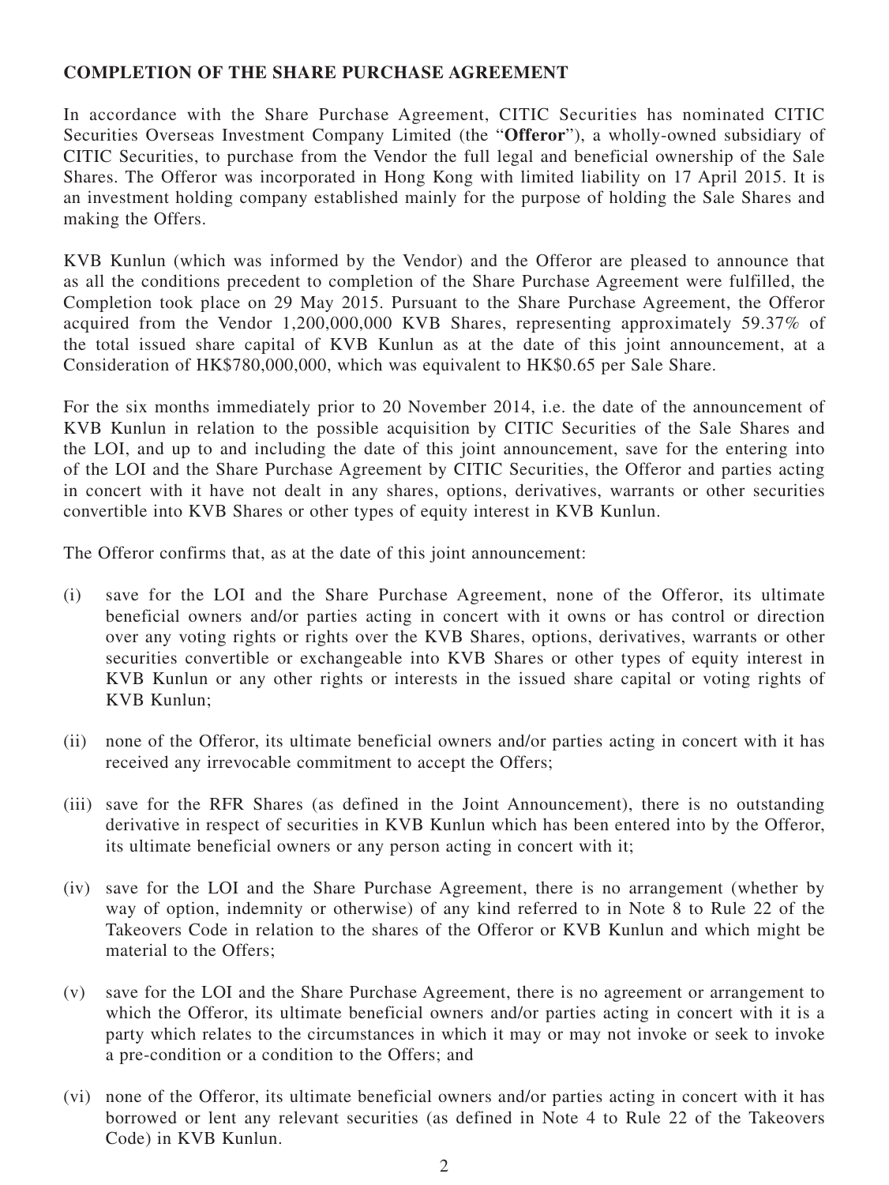## COMPLETION OF THE SHARE PURCHASE AGREEMENT

In accordance with the Share Purchase Agreement, CITIC Securities has nominated CITIC Securities Overseas Investment Company Limited (the "**Offeror**"), a wholly-owned subsidiary of CITIC Securities, to purchase from the Vendor the full legal and beneficial ownership of the Sale Shares. The Offeror was incorporated in Hong Kong with limited liability on 17 April 2015. It is an investment holding company established mainly for the purpose of holding the Sale Shares and making the Offers.

KVB Kunlun (which was informed by the Vendor) and the Offeror are pleased to announce that as all the conditions precedent to completion of the Share Purchase Agreement were fulfilled, the Completion took place on 29 May 2015. Pursuant to the Share Purchase Agreement, the Offeror acquired from the Vendor 1,200,000,000 KVB Shares, representing approximately 59.37% of the total issued share capital of KVB Kunlun as at the date of this joint announcement, at a Consideration of HK$780,000,000, which was equivalent to HK$0.65 per Sale Share.

For the six months immediately prior to 20 November 2014, i.e. the date of the announcement of KVB Kunlun in relation to the possible acquisition by CITIC Securities of the Sale Shares and the LOI, and up to and including the date of this joint announcement, save for the entering into of the LOI and the Share Purchase Agreement by CITIC Securities, the Offeror and parties acting in concert with it have not dealt in any shares, options, derivatives, warrants or other securities convertible into KVB Shares or other types of equity interest in KVB Kunlun.

The Offeror confirms that, as at the date of this joint announcement:

(i) save for the LOI and the Share Purchase Agreement, none of the Offeror, its ultimate beneficial owners and/or parties acting in concert with it owns or has control or direction over any voting rights or rights over the KVB Shares, options, derivatives, warrants or other securities convertible or exchangeable into KVB Shares or other types of equity interest in KVB Kunlun or any other rights or interests in the issued share capital or voting rights of KVB Kunlun;

(ii) none of the Offeror, its ultimate beneficial owners and/or parties acting in concert with it has received any irrevocable commitment to accept the Offers;

(iii) save for the RFR Shares (as defined in the Joint Announcement), there is no outstanding derivative in respect of securities in KVB Kunlun which has been entered into by the Offeror, its ultimate beneficial owners or any person acting in concert with it;

(iv) save for the LOI and the Share Purchase Agreement, there is no arrangement (whether by way of option, indemnity or otherwise) of any kind referred to in Note 8 to Rule 22 of the Takeovers Code in relation to the shares of the Offeror or KVB Kunlun and which might be material to the Offers;

(v) save for the LOI and the Share Purchase Agreement, there is no agreement or arrangement to which the Offeror, its ultimate beneficial owners and/or parties acting in concert with it is a party which relates to the circumstances in which it may or may not invoke or seek to invoke a pre-condition or a condition to the Offers; and

(vi) none of the Offeror, its ultimate beneficial owners and/or parties acting in concert with it has borrowed or lent any relevant securities (as defined in Note 4 to Rule 22 of the Takeovers Code) in KVB Kunlun.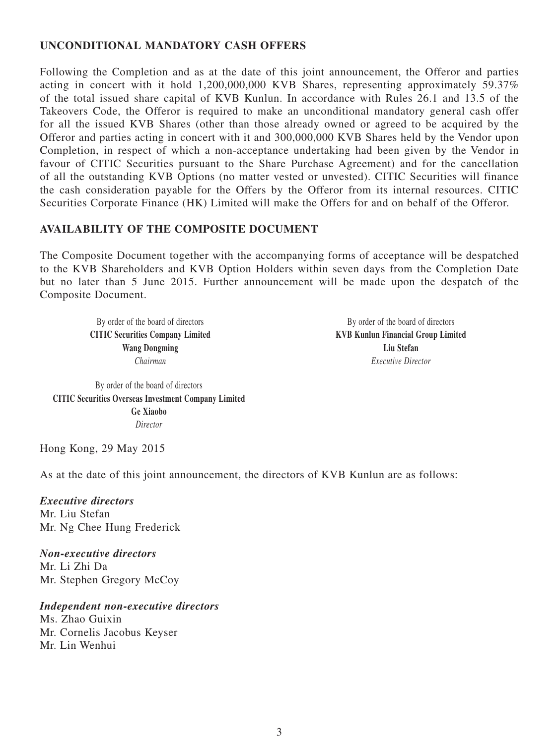## UNCONDITIONAL MANDATORY CASH OFFERS

Following the Completion and as at the date of this joint announcement, the Offeror and parties acting in concert with it hold 1,200,000,000 KVB Shares, representing approximately 59.37% of the total issued share capital of KVB Kunlun. In accordance with Rules 26.1 and 13.5 of the Takeovers Code, the Offeror is required to make an unconditional mandatory general cash offer for all the issued KVB Shares (other than those already owned or agreed to be acquired by the Offeror and parties acting in concert with it and 300,000,000 KVB Shares held by the Vendor upon Completion, in respect of which a non-acceptance undertaking had been given by the Vendor in favour of CITIC Securities pursuant to the Share Purchase Agreement) and for the cancellation of all the outstanding KVB Options (no matter vested or unvested). CITIC Securities will finance the cash consideration payable for the Offers by the Offeror from its internal resources. CITIC Securities Corporate Finance (HK) Limited will make the Offers for and on behalf of the Offeror.

## AVAILABILITY OF THE COMPOSITE DOCUMENT

The Composite Document together with the accompanying forms of acceptance will be despatched to the KVB Shareholders and KVB Option Holders within seven days from the Completion Date but no later than 5 June 2015. Further announcement will be made upon the despatch of the Composite Document.

By order of the board of directors
**CITIC Securities Company Limited**
**Wang Dongming**
*Chairman*

By order of the board of directors
**KVB Kunlun Financial Group Limited**
**Liu Stefan**
*Executive Director*

By order of the board of directors
**CITIC Securities Overseas Investment Company Limited**
**Ge Xiaobo**
*Director*

Hong Kong, 29 May 2015

As at the date of this joint announcement, the directors of KVB Kunlun are as follows:

***Executive directors***
Mr. Liu Stefan
Mr. Ng Chee Hung Frederick

***Non-executive directors***
Mr. Li Zhi Da
Mr. Stephen Gregory McCoy

***Independent non-executive directors***
Ms. Zhao Guixin
Mr. Cornelis Jacobus Keyser
Mr. Lin Wenhui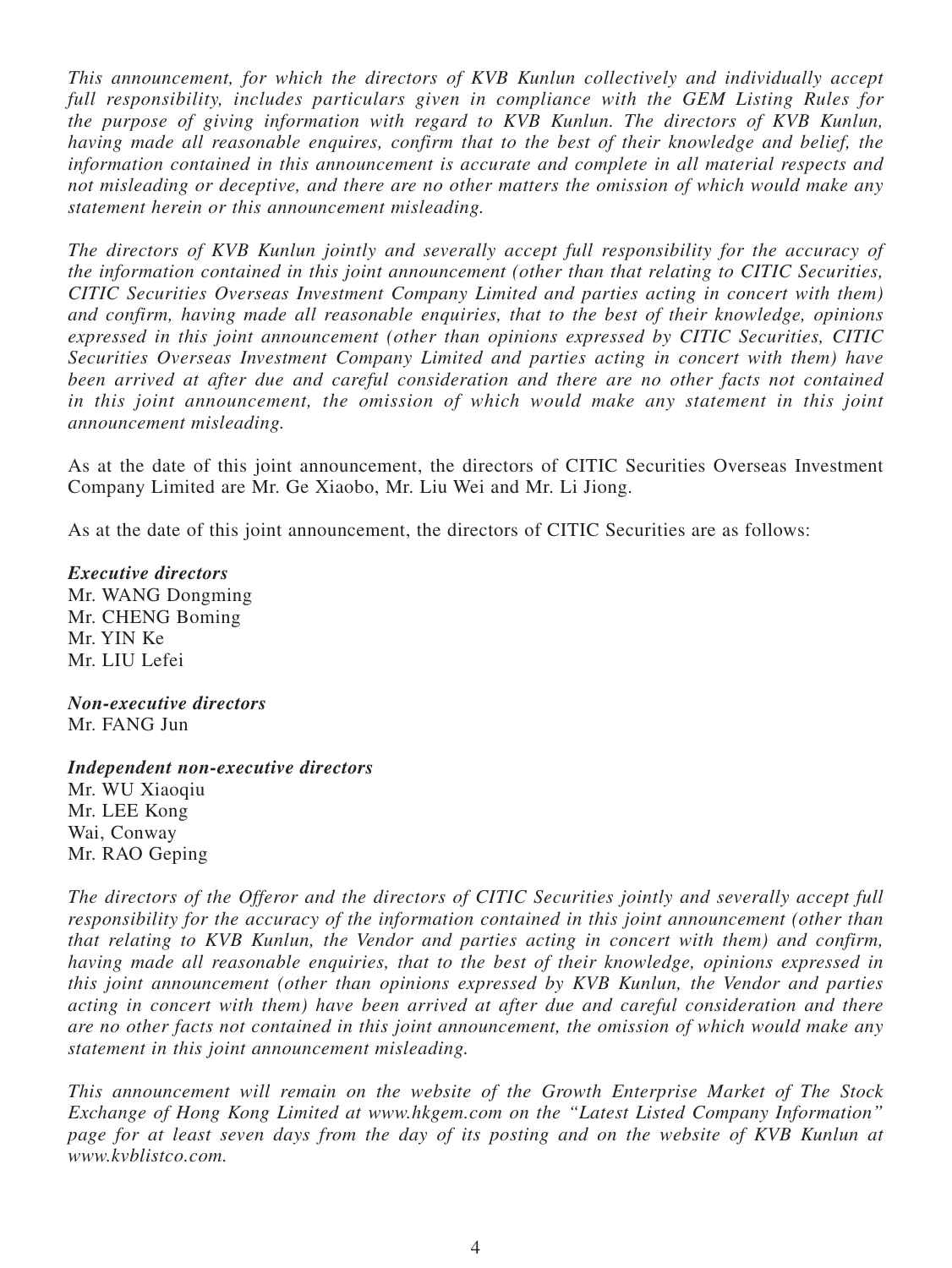*This announcement, for which the directors of KVB Kunlun collectively and individually accept full responsibility, includes particulars given in compliance with the GEM Listing Rules for the purpose of giving information with regard to KVB Kunlun. The directors of KVB Kunlun, having made all reasonable enquires, confirm that to the best of their knowledge and belief, the information contained in this announcement is accurate and complete in all material respects and not misleading or deceptive, and there are no other matters the omission of which would make any statement herein or this announcement misleading.*

*The directors of KVB Kunlun jointly and severally accept full responsibility for the accuracy of the information contained in this joint announcement (other than that relating to CITIC Securities, CITIC Securities Overseas Investment Company Limited and parties acting in concert with them) and confirm, having made all reasonable enquiries, that to the best of their knowledge, opinions expressed in this joint announcement (other than opinions expressed by CITIC Securities, CITIC Securities Overseas Investment Company Limited and parties acting in concert with them) have been arrived at after due and careful consideration and there are no other facts not contained in this joint announcement, the omission of which would make any statement in this joint announcement misleading.*

As at the date of this joint announcement, the directors of CITIC Securities Overseas Investment Company Limited are Mr. Ge Xiaobo, Mr. Liu Wei and Mr. Li Jiong.

As at the date of this joint announcement, the directors of CITIC Securities are as follows:

***Executive directors***
Mr. WANG Dongming
Mr. CHENG Boming
Mr. YIN Ke
Mr. LIU Lefei

***Non-executive directors***
Mr. FANG Jun

***Independent non-executive directors***
Mr. WU Xiaoqiu
Mr. LEE Kong
Wai, Conway
Mr. RAO Geping

*The directors of the Offeror and the directors of CITIC Securities jointly and severally accept full responsibility for the accuracy of the information contained in this joint announcement (other than that relating to KVB Kunlun, the Vendor and parties acting in concert with them) and confirm, having made all reasonable enquiries, that to the best of their knowledge, opinions expressed in this joint announcement (other than opinions expressed by KVB Kunlun, the Vendor and parties acting in concert with them) have been arrived at after due and careful consideration and there are no other facts not contained in this joint announcement, the omission of which would make any statement in this joint announcement misleading.*

*This announcement will remain on the website of the Growth Enterprise Market of The Stock Exchange of Hong Kong Limited at www.hkgem.com on the "Latest Listed Company Information" page for at least seven days from the day of its posting and on the website of KVB Kunlun at www.kvblistco.com.*